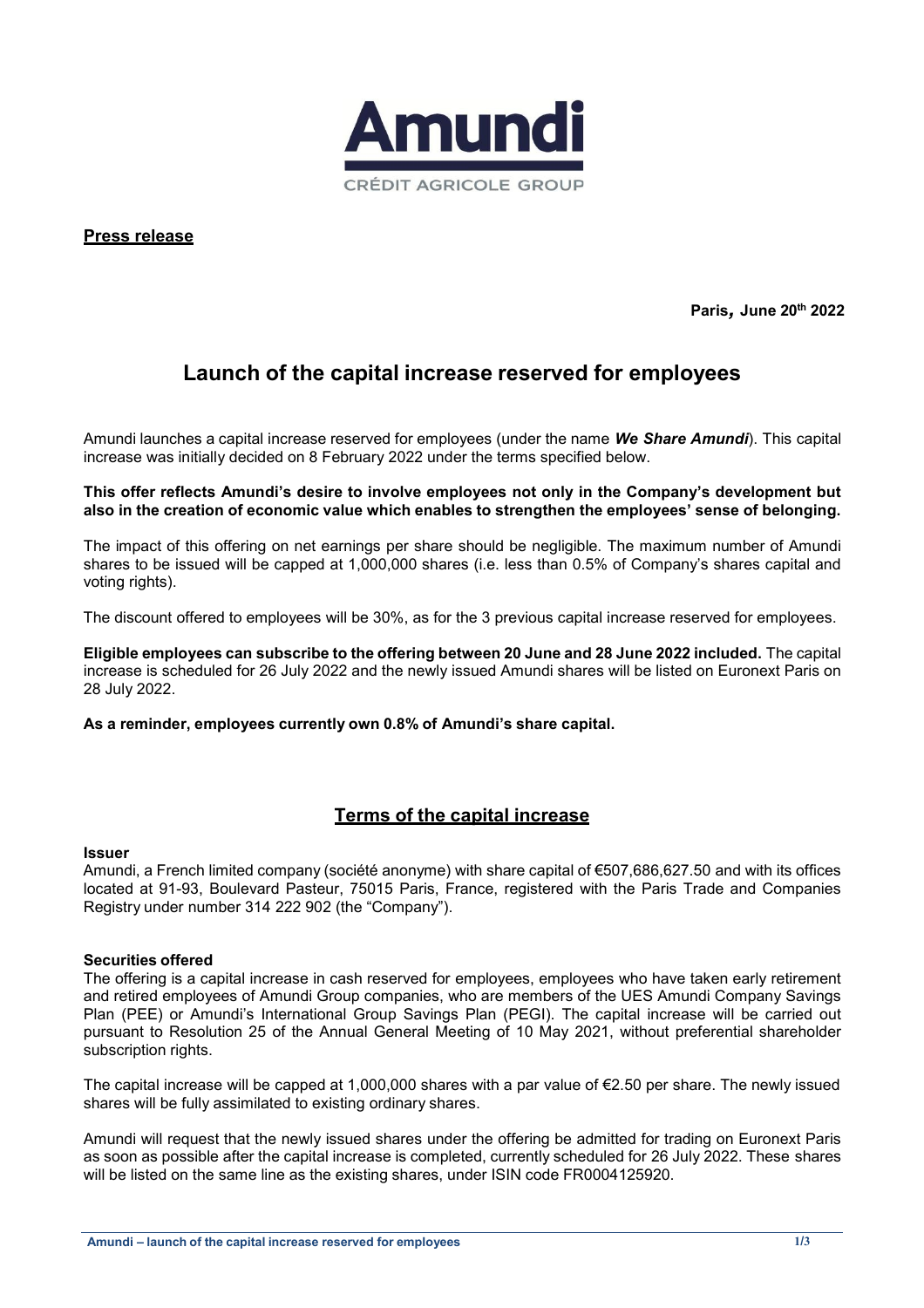**Press release**

**Paris, June 20th 2022**

# Launch of the capital increase reserved for employees

Amundi launches a capital increase reserved for employees (under the name ***We Share Amundi***). This capital increase was initially decided on 8 February 2022 under the terms specified below.

**This offer reflects Amundi's desire to involve employees not only in the Company's development but also in the creation of economic value which enables to strengthen the employees' sense of belonging.**

The impact of this offering on net earnings per share should be negligible. The maximum number of Amundi shares to be issued will be capped at 1,000,000 shares (i.e. less than 0.5% of Company's shares capital and voting rights).

The discount offered to employees will be 30%, as for the 3 previous capital increase reserved for employees.

**Eligible employees can subscribe to the offering between 20 June and 28 June 2022 included.** The capital increase is scheduled for 26 July 2022 and the newly issued Amundi shares will be listed on Euronext Paris on 28 July 2022.

**As a reminder, employees currently own 0.8% of Amundi's share capital.**

## Terms of the capital increase

**Issuer**
Amundi, a French limited company (société anonyme) with share capital of €507,686,627.50 and with its offices located at 91-93, Boulevard Pasteur, 75015 Paris, France, registered with the Paris Trade and Companies Registry under number 314 222 902 (the "Company").

**Securities offered**
The offering is a capital increase in cash reserved for employees, employees who have taken early retirement and retired employees of Amundi Group companies, who are members of the UES Amundi Company Savings Plan (PEE) or Amundi's International Group Savings Plan (PEGI). The capital increase will be carried out pursuant to Resolution 25 of the Annual General Meeting of 10 May 2021, without preferential shareholder subscription rights.

The capital increase will be capped at 1,000,000 shares with a par value of €2.50 per share. The newly issued shares will be fully assimilated to existing ordinary shares.

Amundi will request that the newly issued shares under the offering be admitted for trading on Euronext Paris as soon as possible after the capital increase is completed, currently scheduled for 26 July 2022. These shares will be listed on the same line as the existing shares, under ISIN code FR0004125920.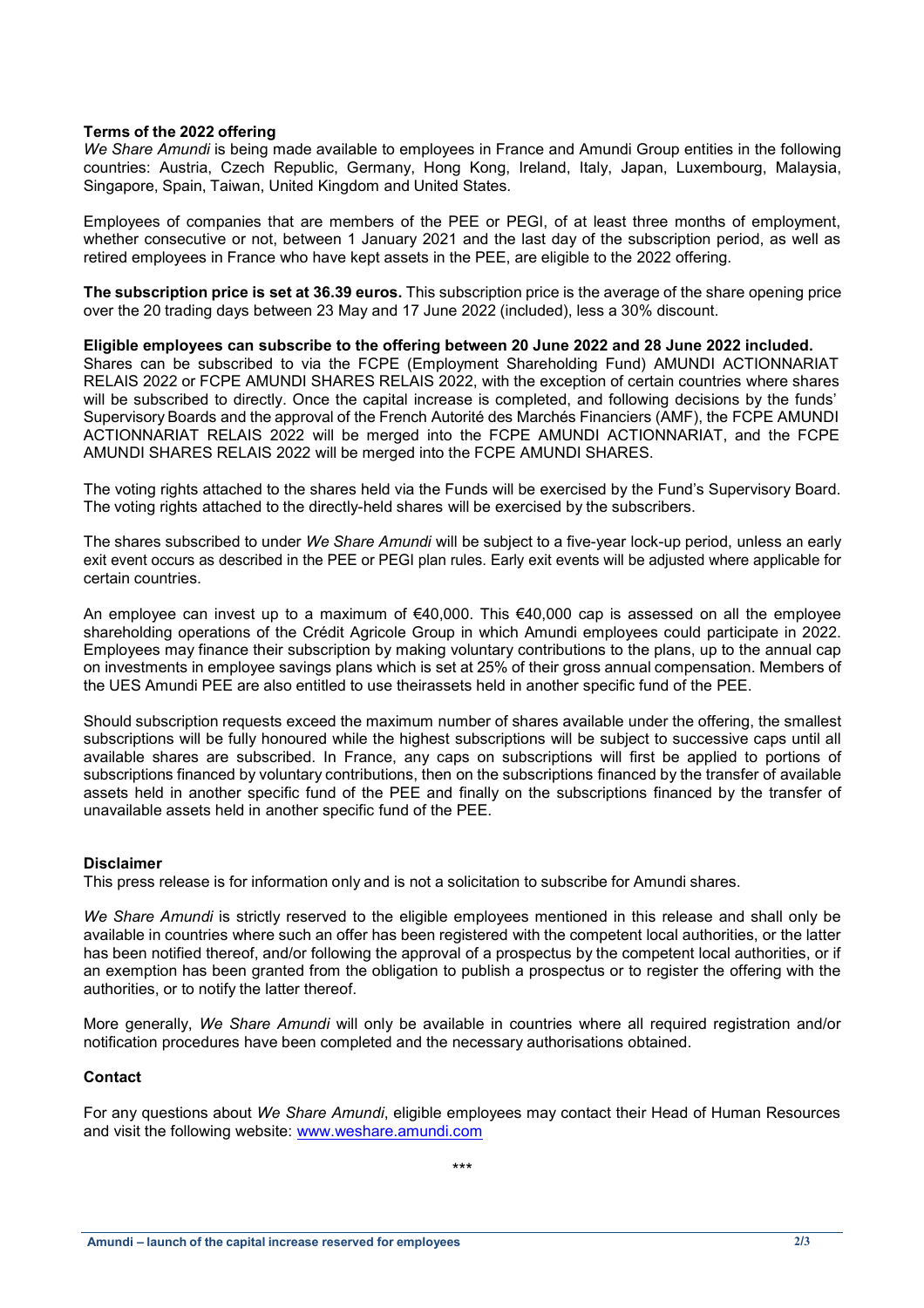**Terms of the 2022 offering**

*We Share Amundi* is being made available to employees in France and Amundi Group entities in the following countries: Austria, Czech Republic, Germany, Hong Kong, Ireland, Italy, Japan, Luxembourg, Malaysia, Singapore, Spain, Taiwan, United Kingdom and United States.

Employees of companies that are members of the PEE or PEGI, of at least three months of employment, whether consecutive or not, between 1 January 2021 and the last day of the subscription period, as well as retired employees in France who have kept assets in the PEE, are eligible to the 2022 offering.

**The subscription price is set at 36.39 euros.** This subscription price is the average of the share opening price over the 20 trading days between 23 May and 17 June 2022 (included), less a 30% discount.

**Eligible employees can subscribe to the offering between 20 June 2022 and 28 June 2022 included.** Shares can be subscribed to via the FCPE (Employment Shareholding Fund) AMUNDI ACTIONNARIAT RELAIS 2022 or FCPE AMUNDI SHARES RELAIS 2022, with the exception of certain countries where shares will be subscribed to directly. Once the capital increase is completed, and following decisions by the funds' Supervisory Boards and the approval of the French Autorité des Marchés Financiers (AMF), the FCPE AMUNDI ACTIONNARIAT RELAIS 2022 will be merged into the FCPE AMUNDI ACTIONNARIAT, and the FCPE AMUNDI SHARES RELAIS 2022 will be merged into the FCPE AMUNDI SHARES.

The voting rights attached to the shares held via the Funds will be exercised by the Fund's Supervisory Board. The voting rights attached to the directly-held shares will be exercised by the subscribers.

The shares subscribed to under *We Share Amundi* will be subject to a five-year lock-up period, unless an early exit event occurs as described in the PEE or PEGI plan rules. Early exit events will be adjusted where applicable for certain countries.

An employee can invest up to a maximum of €40,000. This €40,000 cap is assessed on all the employee shareholding operations of the Crédit Agricole Group in which Amundi employees could participate in 2022. Employees may finance their subscription by making voluntary contributions to the plans, up to the annual cap on investments in employee savings plans which is set at 25% of their gross annual compensation. Members of the UES Amundi PEE are also entitled to use theirassets held in another specific fund of the PEE.

Should subscription requests exceed the maximum number of shares available under the offering, the smallest subscriptions will be fully honoured while the highest subscriptions will be subject to successive caps until all available shares are subscribed. In France, any caps on subscriptions will first be applied to portions of subscriptions financed by voluntary contributions, then on the subscriptions financed by the transfer of available assets held in another specific fund of the PEE and finally on the subscriptions financed by the transfer of unavailable assets held in another specific fund of the PEE.

**Disclaimer**

This press release is for information only and is not a solicitation to subscribe for Amundi shares.

*We Share Amundi* is strictly reserved to the eligible employees mentioned in this release and shall only be available in countries where such an offer has been registered with the competent local authorities, or the latter has been notified thereof, and/or following the approval of a prospectus by the competent local authorities, or if an exemption has been granted from the obligation to publish a prospectus or to register the offering with the authorities, or to notify the latter thereof.

More generally, *We Share Amundi* will only be available in countries where all required registration and/or notification procedures have been completed and the necessary authorisations obtained.

**Contact**

For any questions about *We Share Amundi*, eligible employees may contact their Head of Human Resources and visit the following website: www.weshare.amundi.com

\*\*\*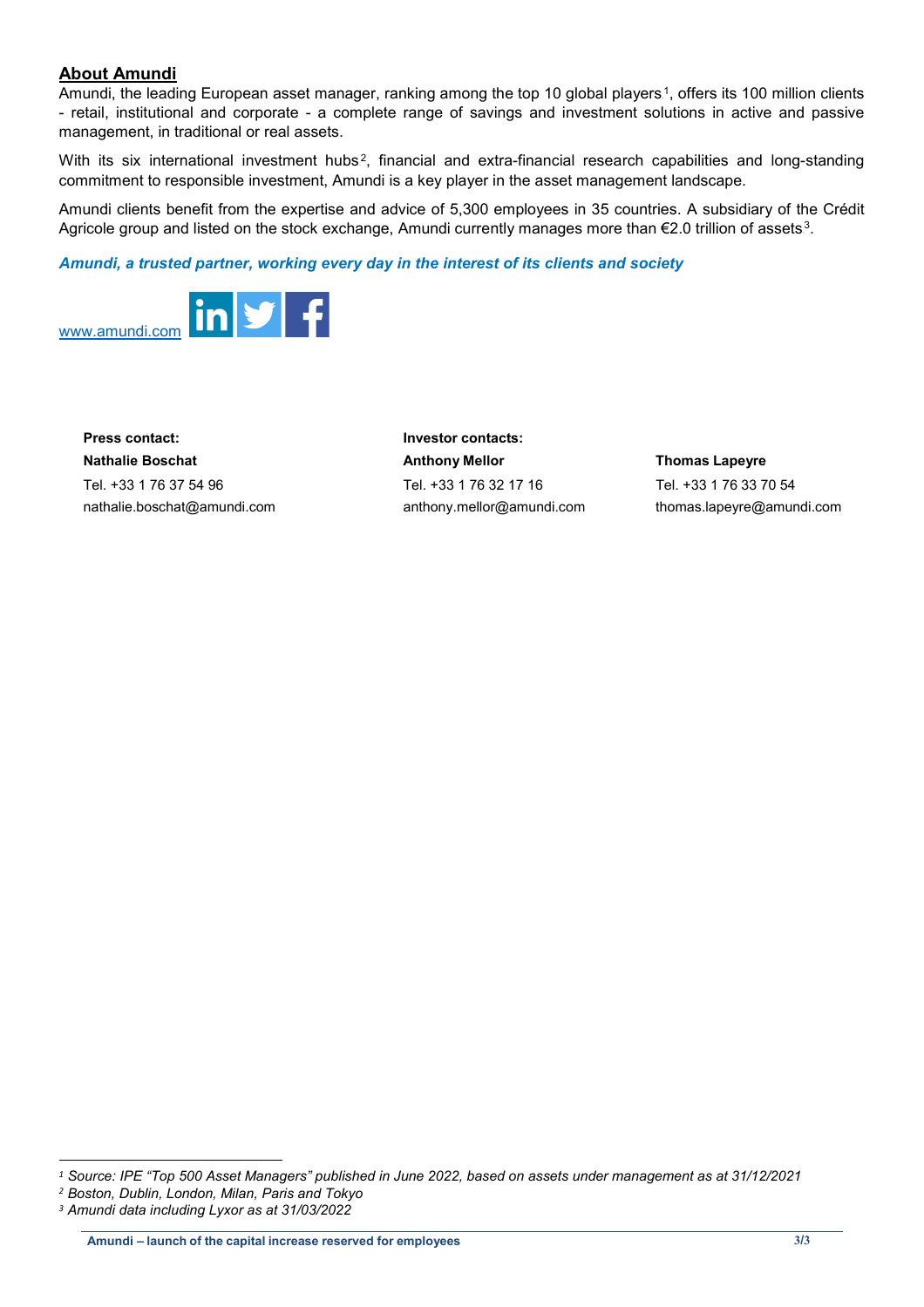## About Amundi

Amundi, the leading European asset manager, ranking among the top 10 global players[1], offers its 100 million clients - retail, institutional and corporate - a complete range of savings and investment solutions in active and passive management, in traditional or real assets.

With its six international investment hubs[2], financial and extra-financial research capabilities and long-standing commitment to responsible investment, Amundi is a key player in the asset management landscape.

Amundi clients benefit from the expertise and advice of 5,300 employees in 35 countries. A subsidiary of the Crédit Agricole group and listed on the stock exchange, Amundi currently manages more than €2.0 trillion of assets[3].

***Amundi, a trusted partner, working every day in the interest of its clients and society***

www.amundi.com

**Press contact:**
**Nathalie Boschat**
Tel. +33 1 76 37 54 96
nathalie.boschat@amundi.com

**Investor contacts:**
**Anthony Mellor**
Tel. +33 1 76 32 17 16
anthony.mellor@amundi.com

**Thomas Lapeyre**
Tel. +33 1 76 33 70 54
thomas.lapeyre@amundi.com

---

*[1] Source: IPE "Top 500 Asset Managers" published in June 2022, based on assets under management as at 31/12/2021*
*[2] Boston, Dublin, London, Milan, Paris and Tokyo*
*[3] Amundi data including Lyxor as at 31/03/2022*